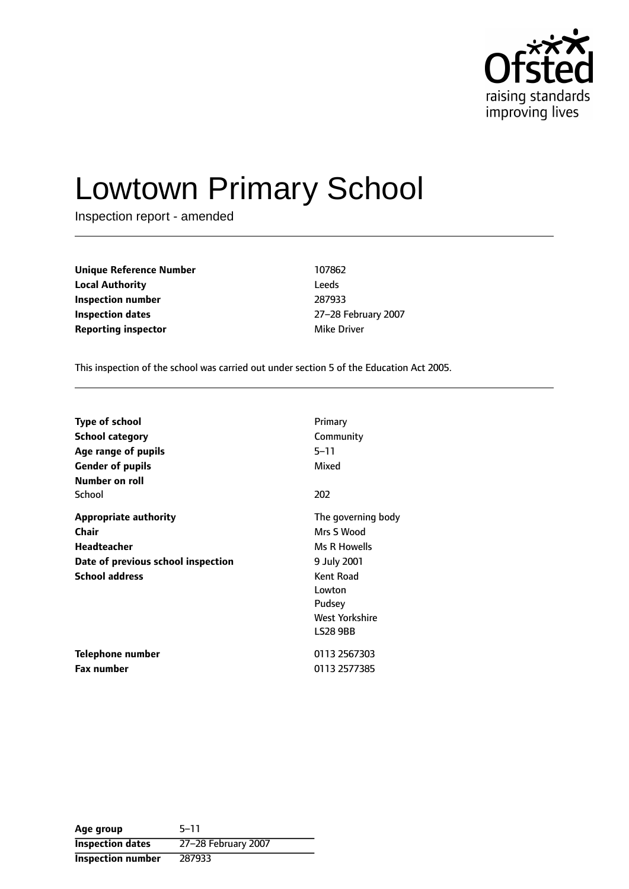Ofsted
raising standards
improving lives

# Lowtown Primary School

Inspection report - amended

| | |
|---|---|
| **Unique Reference Number** | 107862 |
| **Local Authority** | Leeds |
| **Inspection number** | 287933 |
| **Inspection dates** | 27–28 February 2007 |
| **Reporting inspector** | Mike Driver |

This inspection of the school was carried out under section 5 of the Education Act 2005.

| | |
|---|---|
| **Type of school** | Primary |
| **School category** | Community |
| **Age range of pupils** | 5–11 |
| **Gender of pupils** | Mixed |
| **Number on roll** | |
| School | 202 |
| **Appropriate authority** | The governing body |
| **Chair** | Mrs S Wood |
| **Headteacher** | Ms R Howells |
| **Date of previous school inspection** | 9 July 2001 |
| **School address** | Kent Road<br>Lowton<br>Pudsey<br>West Yorkshire<br>LS28 9BB |
| **Telephone number** | 0113 2567303 |
| **Fax number** | 0113 2577385 |

| | |
|---|---|
| **Age group** | 5–11 |
| **Inspection dates** | 27–28 February 2007 |
| **Inspection number** | 287933 |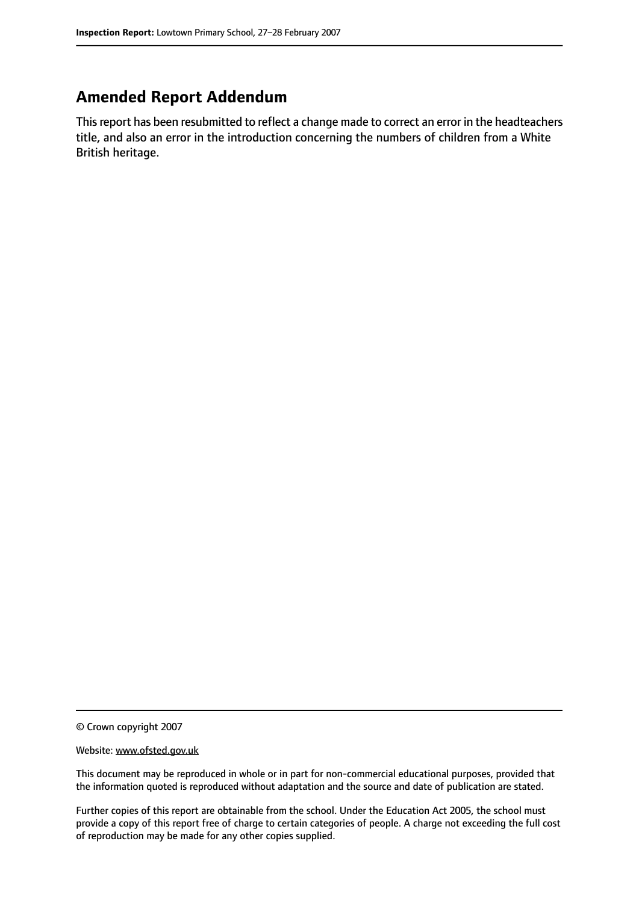## Amended Report Addendum

This report has been resubmitted to reflect a change made to correct an error in the headteachers title, and also an error in the introduction concerning the numbers of children from a White British heritage.

© Crown copyright 2007

Website: www.ofsted.gov.uk

This document may be reproduced in whole or in part for non-commercial educational purposes, provided that the information quoted is reproduced without adaptation and the source and date of publication are stated.

Further copies of this report are obtainable from the school. Under the Education Act 2005, the school must provide a copy of this report free of charge to certain categories of people. A charge not exceeding the full cost of reproduction may be made for any other copies supplied.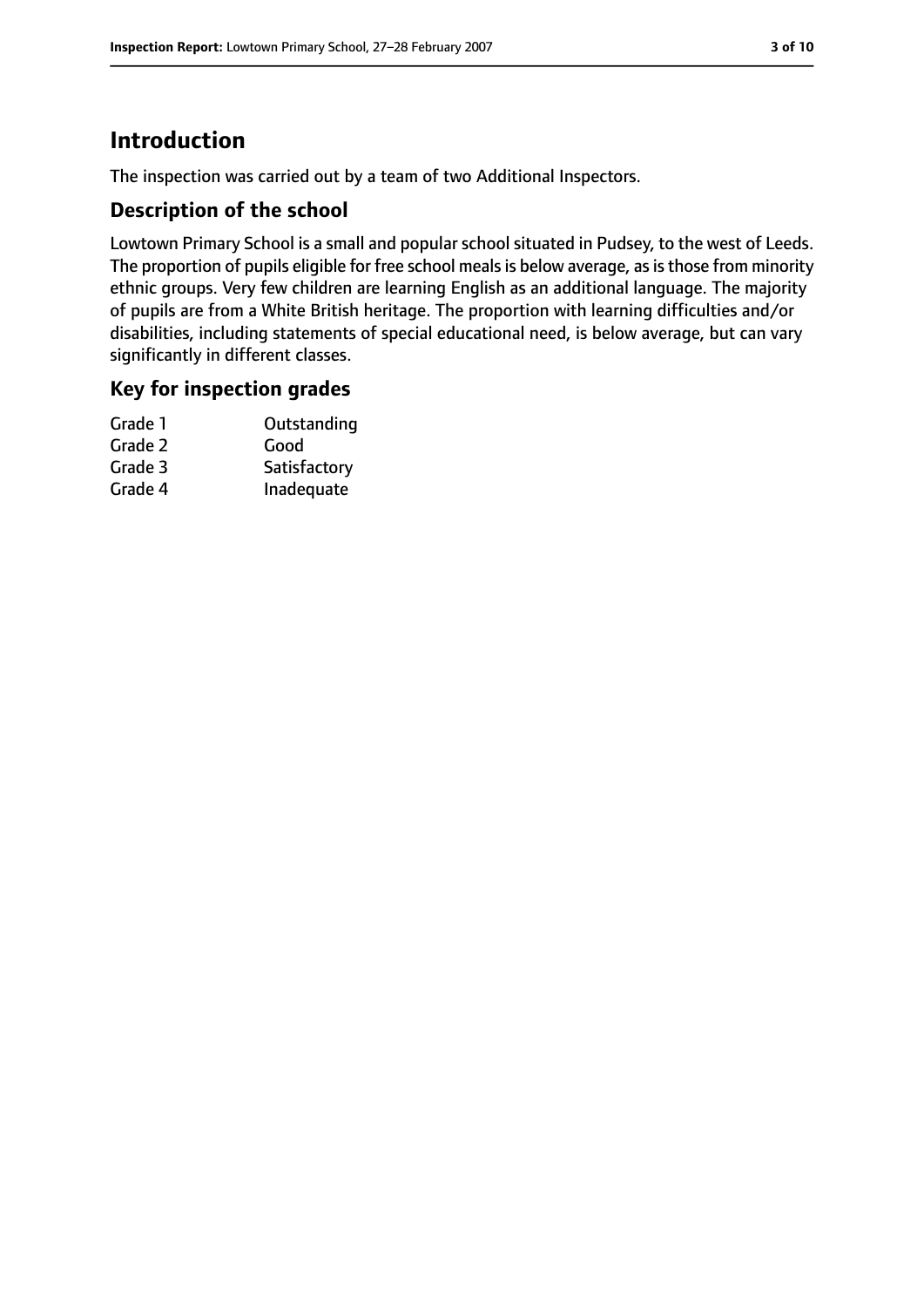# Introduction

The inspection was carried out by a team of two Additional Inspectors.

## Description of the school

Lowtown Primary School is a small and popular school situated in Pudsey, to the west of Leeds. The proportion of pupils eligible for free school meals is below average, as is those from minority ethnic groups. Very few children are learning English as an additional language. The majority of pupils are from a White British heritage. The proportion with learning difficulties and/or disabilities, including statements of special educational need, is below average, but can vary significantly in different classes.

## Key for inspection grades

| | |
|---|---|
| Grade 1 | Outstanding |
| Grade 2 | Good |
| Grade 3 | Satisfactory |
| Grade 4 | Inadequate |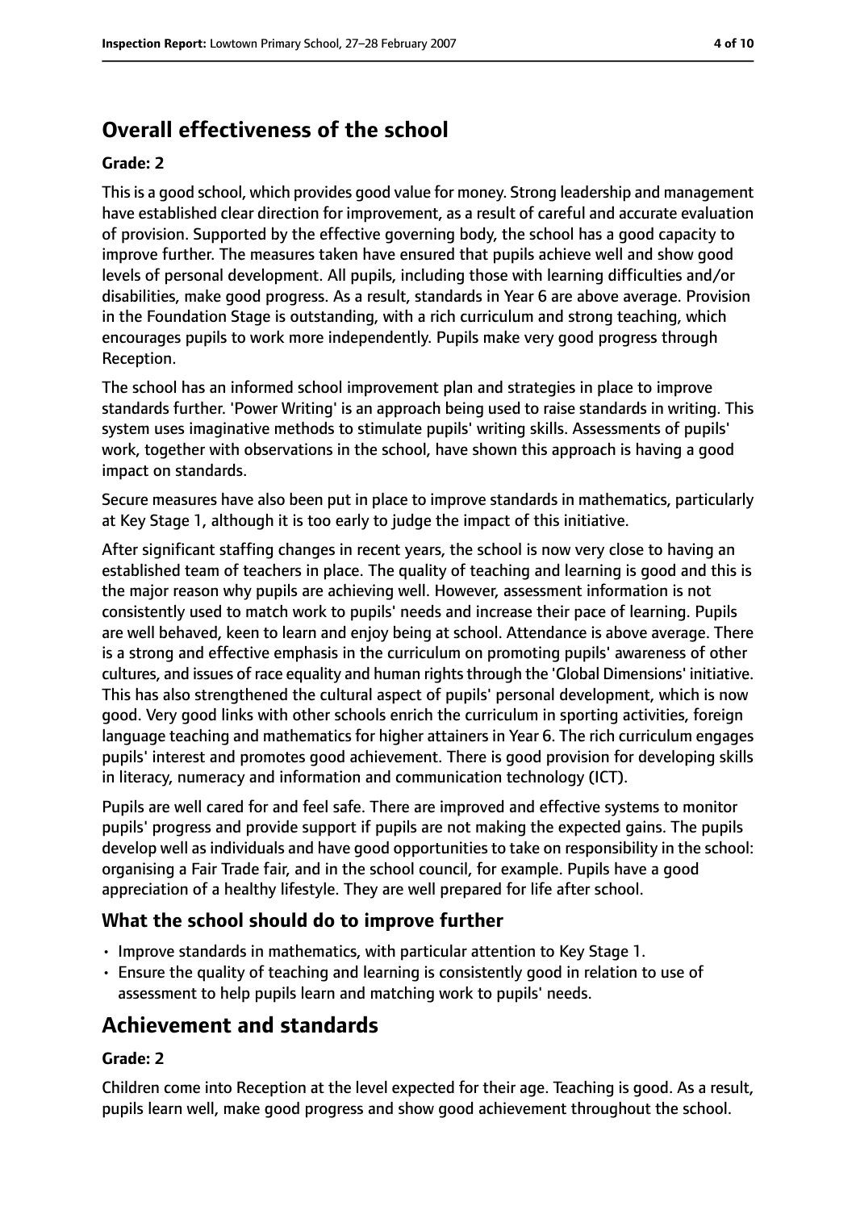# Overall effectiveness of the school

**Grade: 2**

This is a good school, which provides good value for money. Strong leadership and management have established clear direction for improvement, as a result of careful and accurate evaluation of provision. Supported by the effective governing body, the school has a good capacity to improve further. The measures taken have ensured that pupils achieve well and show good levels of personal development. All pupils, including those with learning difficulties and/or disabilities, make good progress. As a result, standards in Year 6 are above average. Provision in the Foundation Stage is outstanding, with a rich curriculum and strong teaching, which encourages pupils to work more independently. Pupils make very good progress through Reception.

The school has an informed school improvement plan and strategies in place to improve standards further. 'Power Writing' is an approach being used to raise standards in writing. This system uses imaginative methods to stimulate pupils' writing skills. Assessments of pupils' work, together with observations in the school, have shown this approach is having a good impact on standards.

Secure measures have also been put in place to improve standards in mathematics, particularly at Key Stage 1, although it is too early to judge the impact of this initiative.

After significant staffing changes in recent years, the school is now very close to having an established team of teachers in place. The quality of teaching and learning is good and this is the major reason why pupils are achieving well. However, assessment information is not consistently used to match work to pupils' needs and increase their pace of learning. Pupils are well behaved, keen to learn and enjoy being at school. Attendance is above average. There is a strong and effective emphasis in the curriculum on promoting pupils' awareness of other cultures, and issues of race equality and human rights through the 'Global Dimensions' initiative. This has also strengthened the cultural aspect of pupils' personal development, which is now good. Very good links with other schools enrich the curriculum in sporting activities, foreign language teaching and mathematics for higher attainers in Year 6. The rich curriculum engages pupils' interest and promotes good achievement. There is good provision for developing skills in literacy, numeracy and information and communication technology (ICT).

Pupils are well cared for and feel safe. There are improved and effective systems to monitor pupils' progress and provide support if pupils are not making the expected gains. The pupils develop well as individuals and have good opportunities to take on responsibility in the school: organising a Fair Trade fair, and in the school council, for example. Pupils have a good appreciation of a healthy lifestyle. They are well prepared for life after school.

## What the school should do to improve further

- Improve standards in mathematics, with particular attention to Key Stage 1.
- Ensure the quality of teaching and learning is consistently good in relation to use of assessment to help pupils learn and matching work to pupils' needs.

# Achievement and standards

**Grade: 2**

Children come into Reception at the level expected for their age. Teaching is good. As a result, pupils learn well, make good progress and show good achievement throughout the school.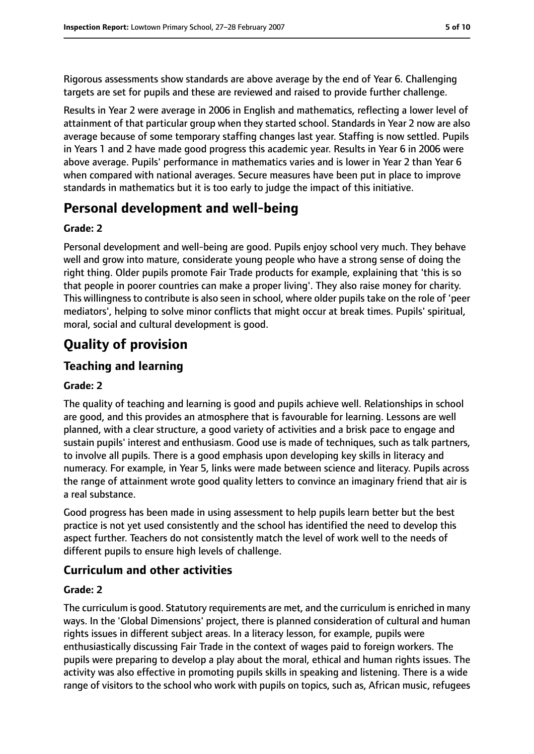Rigorous assessments show standards are above average by the end of Year 6. Challenging targets are set for pupils and these are reviewed and raised to provide further challenge.

Results in Year 2 were average in 2006 in English and mathematics, reflecting a lower level of attainment of that particular group when they started school. Standards in Year 2 now are also average because of some temporary staffing changes last year. Staffing is now settled. Pupils in Years 1 and 2 have made good progress this academic year. Results in Year 6 in 2006 were above average. Pupils' performance in mathematics varies and is lower in Year 2 than Year 6 when compared with national averages. Secure measures have been put in place to improve standards in mathematics but it is too early to judge the impact of this initiative.

# Personal development and well-being

### Grade: 2

Personal development and well-being are good. Pupils enjoy school very much. They behave well and grow into mature, considerate young people who have a strong sense of doing the right thing. Older pupils promote Fair Trade products for example, explaining that 'this is so that people in poorer countries can make a proper living'. They also raise money for charity. This willingness to contribute is also seen in school, where older pupils take on the role of 'peer mediators', helping to solve minor conflicts that might occur at break times. Pupils' spiritual, moral, social and cultural development is good.

# Quality of provision

## Teaching and learning

### Grade: 2

The quality of teaching and learning is good and pupils achieve well. Relationships in school are good, and this provides an atmosphere that is favourable for learning. Lessons are well planned, with a clear structure, a good variety of activities and a brisk pace to engage and sustain pupils' interest and enthusiasm. Good use is made of techniques, such as talk partners, to involve all pupils. There is a good emphasis upon developing key skills in literacy and numeracy. For example, in Year 5, links were made between science and literacy. Pupils across the range of attainment wrote good quality letters to convince an imaginary friend that air is a real substance.

Good progress has been made in using assessment to help pupils learn better but the best practice is not yet used consistently and the school has identified the need to develop this aspect further. Teachers do not consistently match the level of work well to the needs of different pupils to ensure high levels of challenge.

## Curriculum and other activities

### Grade: 2

The curriculum is good. Statutory requirements are met, and the curriculum is enriched in many ways. In the 'Global Dimensions' project, there is planned consideration of cultural and human rights issues in different subject areas. In a literacy lesson, for example, pupils were enthusiastically discussing Fair Trade in the context of wages paid to foreign workers. The pupils were preparing to develop a play about the moral, ethical and human rights issues. The activity was also effective in promoting pupils skills in speaking and listening. There is a wide range of visitors to the school who work with pupils on topics, such as, African music, refugees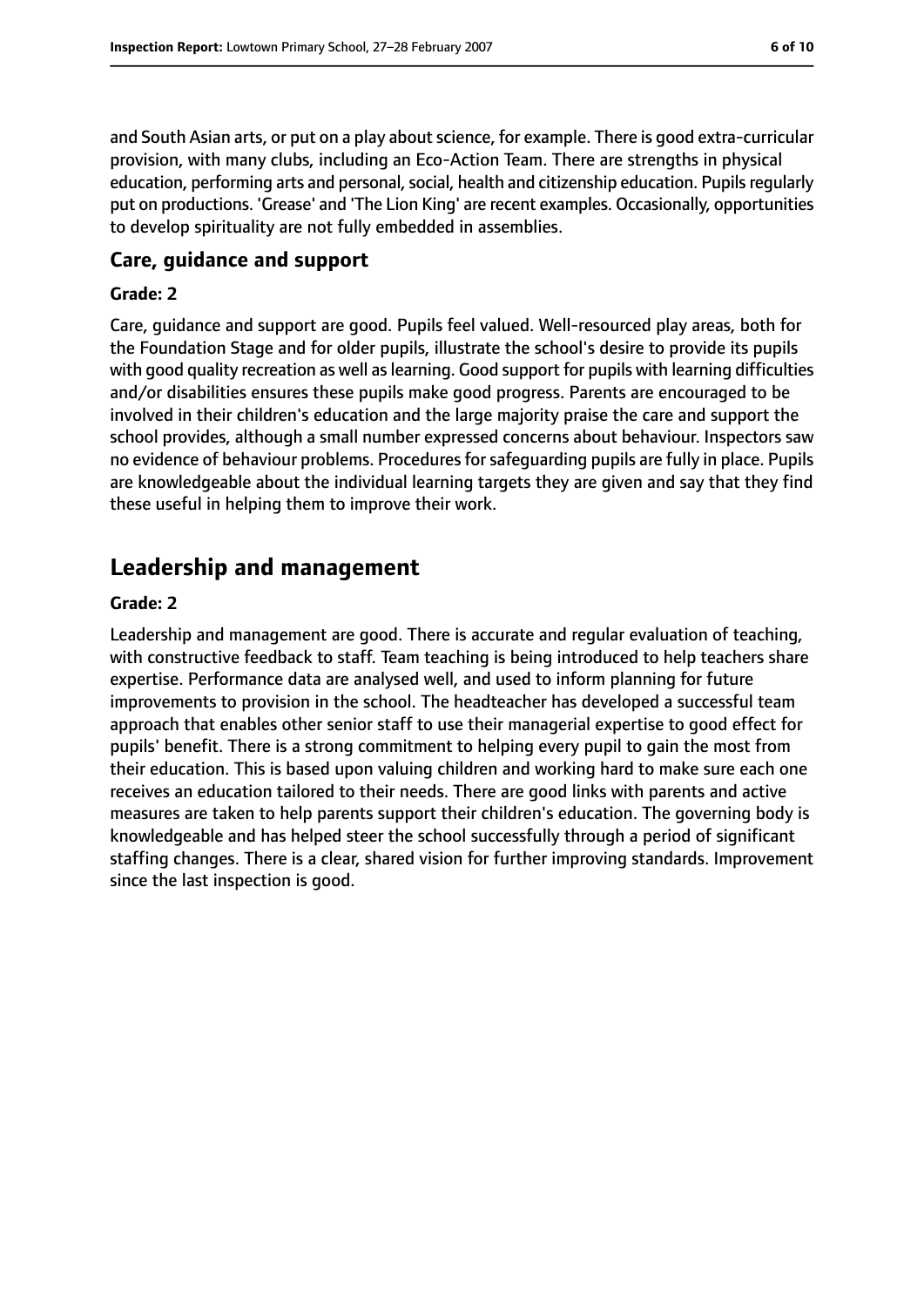and South Asian arts, or put on a play about science, for example. There is good extra-curricular provision, with many clubs, including an Eco-Action Team. There are strengths in physical education, performing arts and personal, social, health and citizenship education. Pupils regularly put on productions. 'Grease' and 'The Lion King' are recent examples. Occasionally, opportunities to develop spirituality are not fully embedded in assemblies.

### Care, guidance and support

#### Grade: 2

Care, guidance and support are good. Pupils feel valued. Well-resourced play areas, both for the Foundation Stage and for older pupils, illustrate the school's desire to provide its pupils with good quality recreation as well as learning. Good support for pupils with learning difficulties and/or disabilities ensures these pupils make good progress. Parents are encouraged to be involved in their children's education and the large majority praise the care and support the school provides, although a small number expressed concerns about behaviour. Inspectors saw no evidence of behaviour problems. Procedures for safeguarding pupils are fully in place. Pupils are knowledgeable about the individual learning targets they are given and say that they find these useful in helping them to improve their work.

## Leadership and management

#### Grade: 2

Leadership and management are good. There is accurate and regular evaluation of teaching, with constructive feedback to staff. Team teaching is being introduced to help teachers share expertise. Performance data are analysed well, and used to inform planning for future improvements to provision in the school. The headteacher has developed a successful team approach that enables other senior staff to use their managerial expertise to good effect for pupils' benefit. There is a strong commitment to helping every pupil to gain the most from their education. This is based upon valuing children and working hard to make sure each one receives an education tailored to their needs. There are good links with parents and active measures are taken to help parents support their children's education. The governing body is knowledgeable and has helped steer the school successfully through a period of significant staffing changes. There is a clear, shared vision for further improving standards. Improvement since the last inspection is good.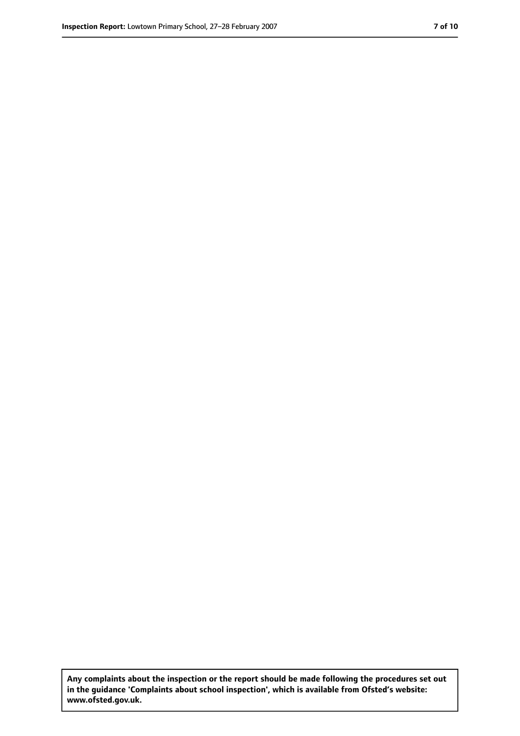**Any complaints about the inspection or the report should be made following the procedures set out in the guidance 'Complaints about school inspection', which is available from Ofsted's website: www.ofsted.gov.uk.**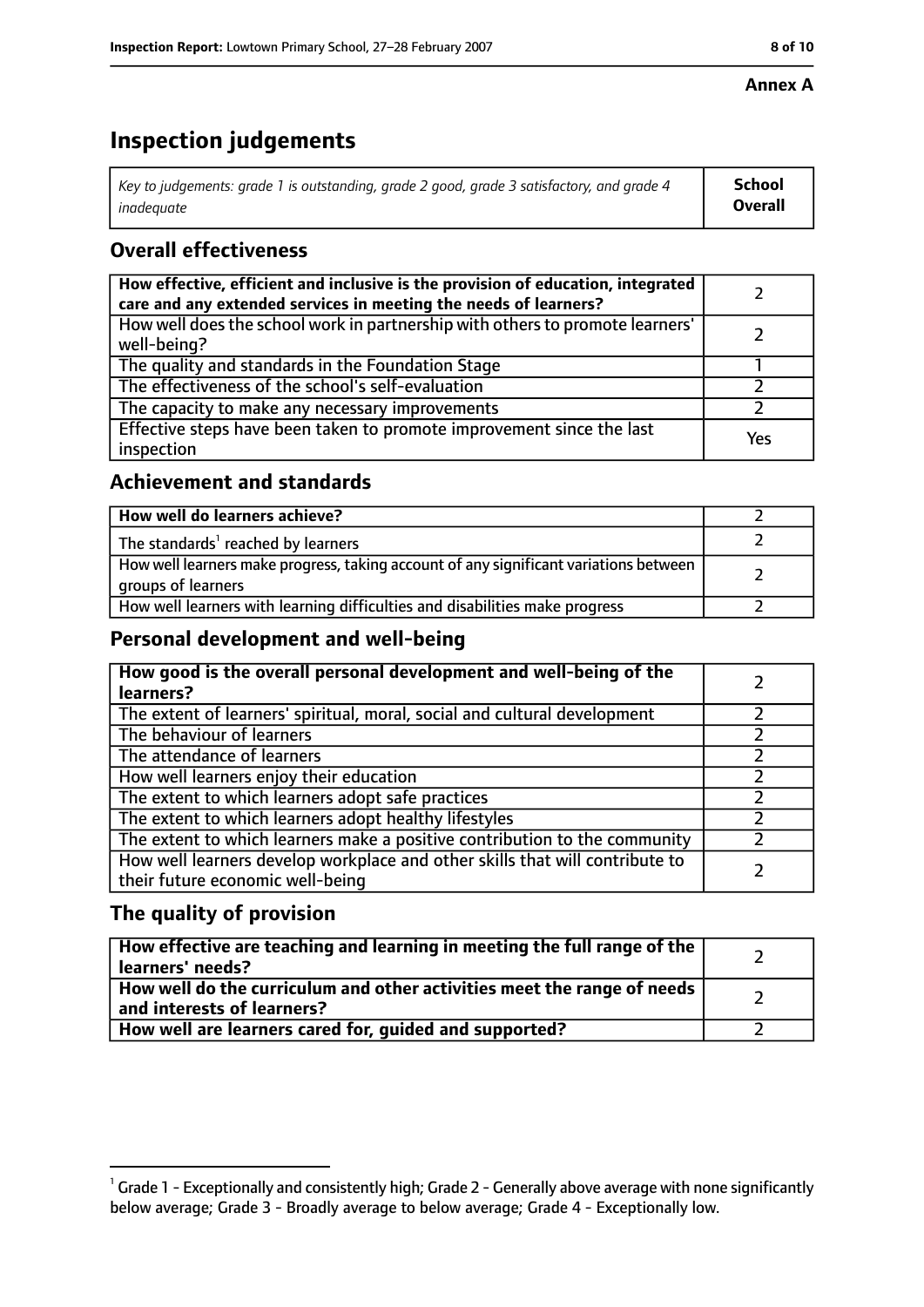**Annex A**

# Inspection judgements

| *Key to judgements: grade 1 is outstanding, grade 2 good, grade 3 satisfactory, and grade 4 inadequate* | **School Overall** |
|---|---|

## Overall effectiveness

| | |
|---|---|
| **How effective, efficient and inclusive is the provision of education, integrated care and any extended services in meeting the needs of learners?** | 2 |
| How well does the school work in partnership with others to promote learners' well-being? | 2 |
| The quality and standards in the Foundation Stage | 1 |
| The effectiveness of the school's self-evaluation | 2 |
| The capacity to make any necessary improvements | 2 |
| Effective steps have been taken to promote improvement since the last inspection | Yes |

## Achievement and standards

| | |
|---|---|
| **How well do learners achieve?** | 2 |
| The standards[1] reached by learners | 2 |
| How well learners make progress, taking account of any significant variations between groups of learners | 2 |
| How well learners with learning difficulties and disabilities make progress | 2 |

## Personal development and well-being

| | |
|---|---|
| **How good is the overall personal development and well-being of the learners?** | 2 |
| The extent of learners' spiritual, moral, social and cultural development | 2 |
| The behaviour of learners | 2 |
| The attendance of learners | 2 |
| How well learners enjoy their education | 2 |
| The extent to which learners adopt safe practices | 2 |
| The extent to which learners adopt healthy lifestyles | 2 |
| The extent to which learners make a positive contribution to the community | 2 |
| How well learners develop workplace and other skills that will contribute to their future economic well-being | 2 |

## The quality of provision

| | |
|---|---|
| **How effective are teaching and learning in meeting the full range of the learners' needs?** | 2 |
| **How well do the curriculum and other activities meet the range of needs and interests of learners?** | 2 |
| **How well are learners cared for, guided and supported?** | 2 |

[1] Grade 1 - Exceptionally and consistently high; Grade 2 - Generally above average with none significantly below average; Grade 3 - Broadly average to below average; Grade 4 - Exceptionally low.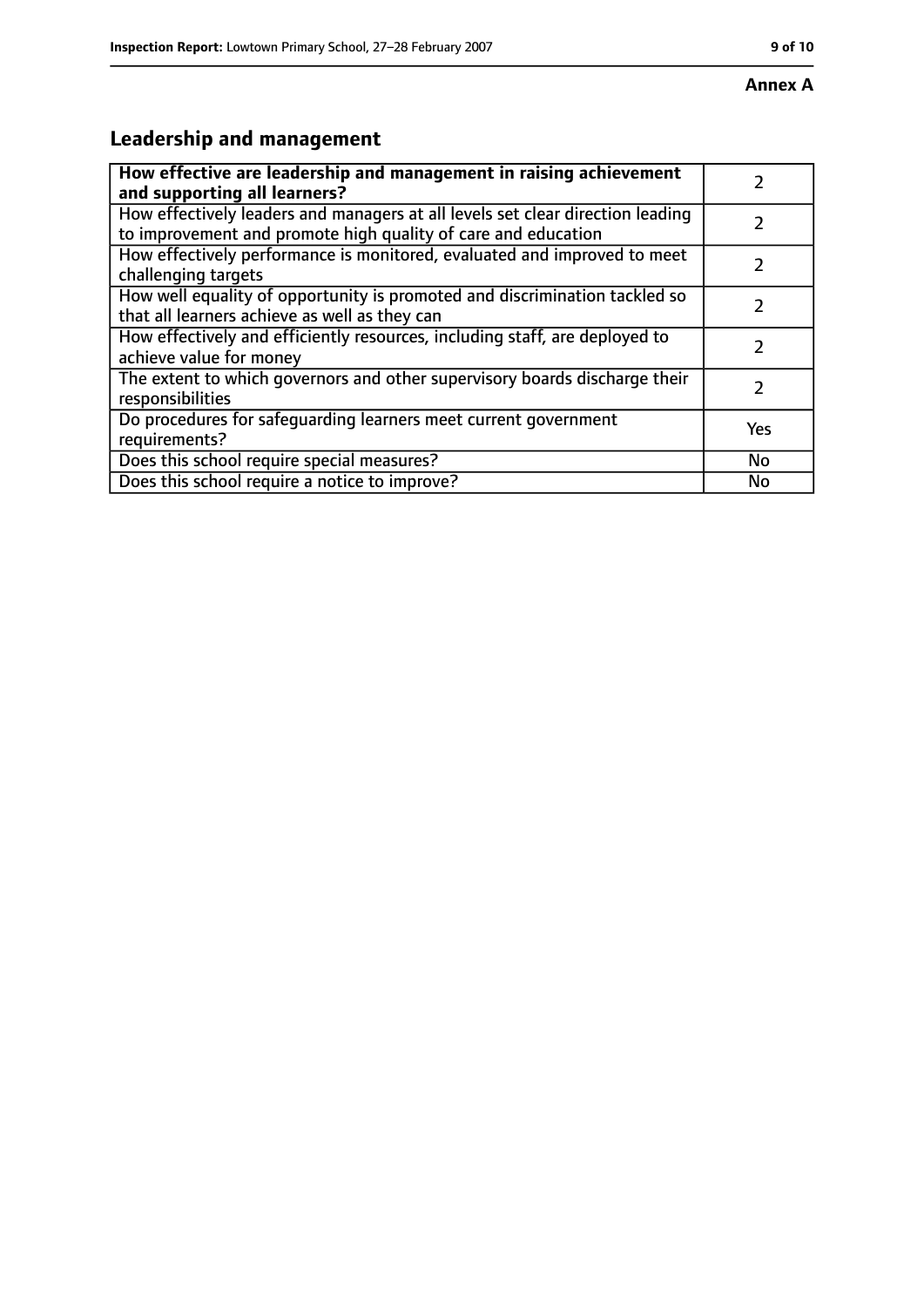**Annex A**

## Leadership and management

| How effective are leadership and management in raising achievement and supporting all learners? | 2 |
|---|---|
| How effectively leaders and managers at all levels set clear direction leading to improvement and promote high quality of care and education | 2 |
| How effectively performance is monitored, evaluated and improved to meet challenging targets | 2 |
| How well equality of opportunity is promoted and discrimination tackled so that all learners achieve as well as they can | 2 |
| How effectively and efficiently resources, including staff, are deployed to achieve value for money | 2 |
| The extent to which governors and other supervisory boards discharge their responsibilities | 2 |
| Do procedures for safeguarding learners meet current government requirements? | Yes |
| Does this school require special measures? | No |
| Does this school require a notice to improve? | No |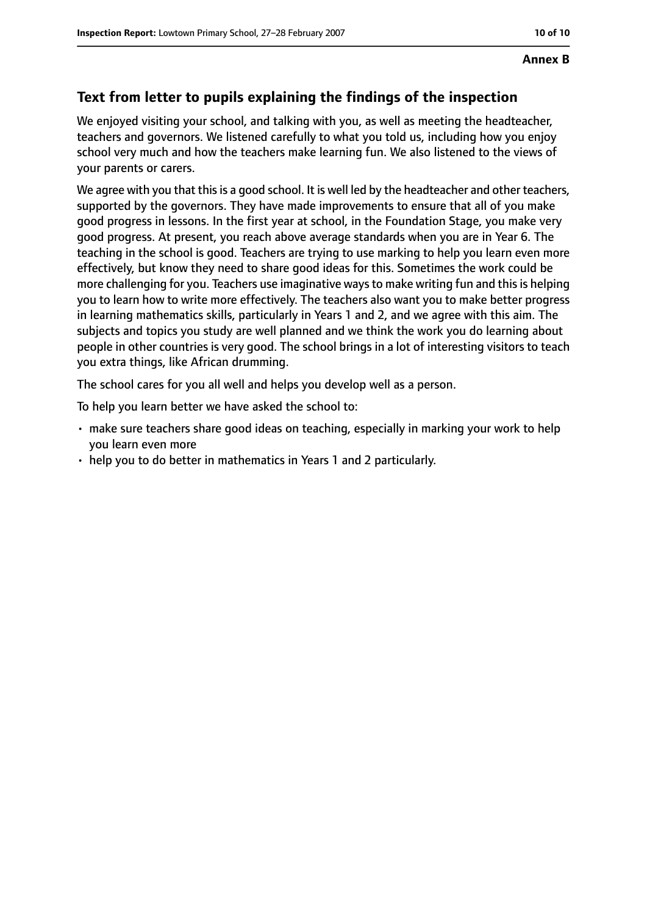**Annex B**

## Text from letter to pupils explaining the findings of the inspection

We enjoyed visiting your school, and talking with you, as well as meeting the headteacher, teachers and governors. We listened carefully to what you told us, including how you enjoy school very much and how the teachers make learning fun. We also listened to the views of your parents or carers.

We agree with you that this is a good school. It is well led by the headteacher and other teachers, supported by the governors. They have made improvements to ensure that all of you make good progress in lessons. In the first year at school, in the Foundation Stage, you make very good progress. At present, you reach above average standards when you are in Year 6. The teaching in the school is good. Teachers are trying to use marking to help you learn even more effectively, but know they need to share good ideas for this. Sometimes the work could be more challenging for you. Teachers use imaginative ways to make writing fun and this is helping you to learn how to write more effectively. The teachers also want you to make better progress in learning mathematics skills, particularly in Years 1 and 2, and we agree with this aim. The subjects and topics you study are well planned and we think the work you do learning about people in other countries is very good. The school brings in a lot of interesting visitors to teach you extra things, like African drumming.

The school cares for you all well and helps you develop well as a person.

To help you learn better we have asked the school to:

- make sure teachers share good ideas on teaching, especially in marking your work to help you learn even more
- help you to do better in mathematics in Years 1 and 2 particularly.